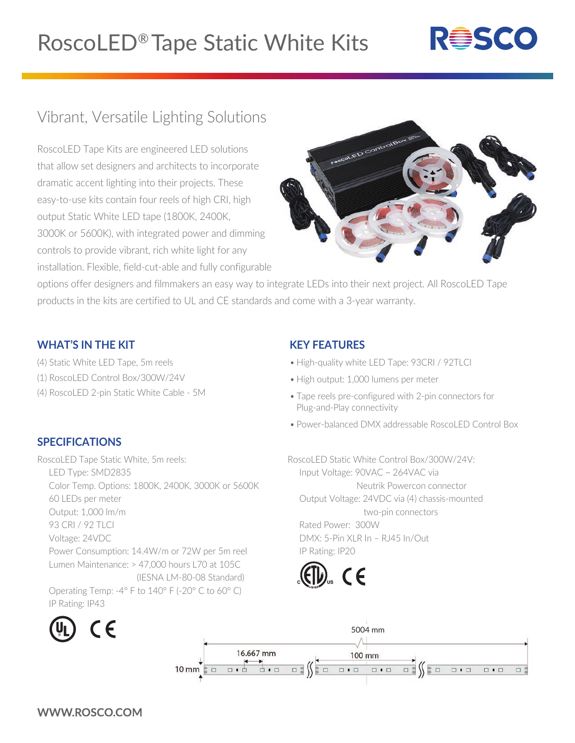# RoscoLED® Tape Static White Kits

## Vibrant, Versatile Lighting Solutions

RoscoLED Tape Kits are engineered LED solutions that allow set designers and architects to incorporate dramatic accent lighting into their projects. These easy-to-use kits contain four reels of high CRI, high output Static White LED tape (1800K, 2400K, 3000K or 5600K), with integrated power and dimming controls to provide vibrant, rich white light for any installation. Flexible, field-cut-able and fully configurable options offer designers and filmmakers an easy way to integrate LEDs into their next project. All RoscoLED Tape products in the kits are certified to UL and CE standards and come with a 3-year warranty.

### WHAT'S IN THE KIT

(4) Static White LED Tape, 5m reels
(1) RoscoLED Control Box/300W/24V
(4) RoscoLED 2-pin Static White Cable - 5M

### KEY FEATURES

- High-quality white LED Tape: 93CRI / 92TLCI
- High output: 1,000 lumens per meter
- Tape reels pre-configured with 2-pin connectors for Plug-and-Play connectivity
- Power-balanced DMX addressable RoscoLED Control Box

### SPECIFICATIONS

RoscoLED Tape Static White, 5m reels:
- LED Type: SMD2835
- Color Temp. Options: 1800K, 2400K, 3000K or 5600K
- 60 LEDs per meter
- Output: 1,000 lm/m
- 93 CRI / 92 TLCI
- Voltage: 24VDC
- Power Consumption: 14.4W/m or 72W per 5m reel
- Lumen Maintenance: > 47,000 hours L70 at 105C (IESNA LM-80-08 Standard)
- Operating Temp: -4° F to 140° F (-20° C to 60° C)
- IP Rating: IP43

RoscoLED Static White Control Box/300W/24V:
- Input Voltage: 90VAC ~ 264VAC via Neutrik Powercon connector
- Output Voltage: 24VDC via (4) chassis-mounted two-pin connectors
- Rated Power: 300W
- DMX: 5-Pin XLR In – RJ45 In/Out
- IP Rating: IP20

5004 mm
16.667 mm
100 mm
10 mm

WWW.ROSCO.COM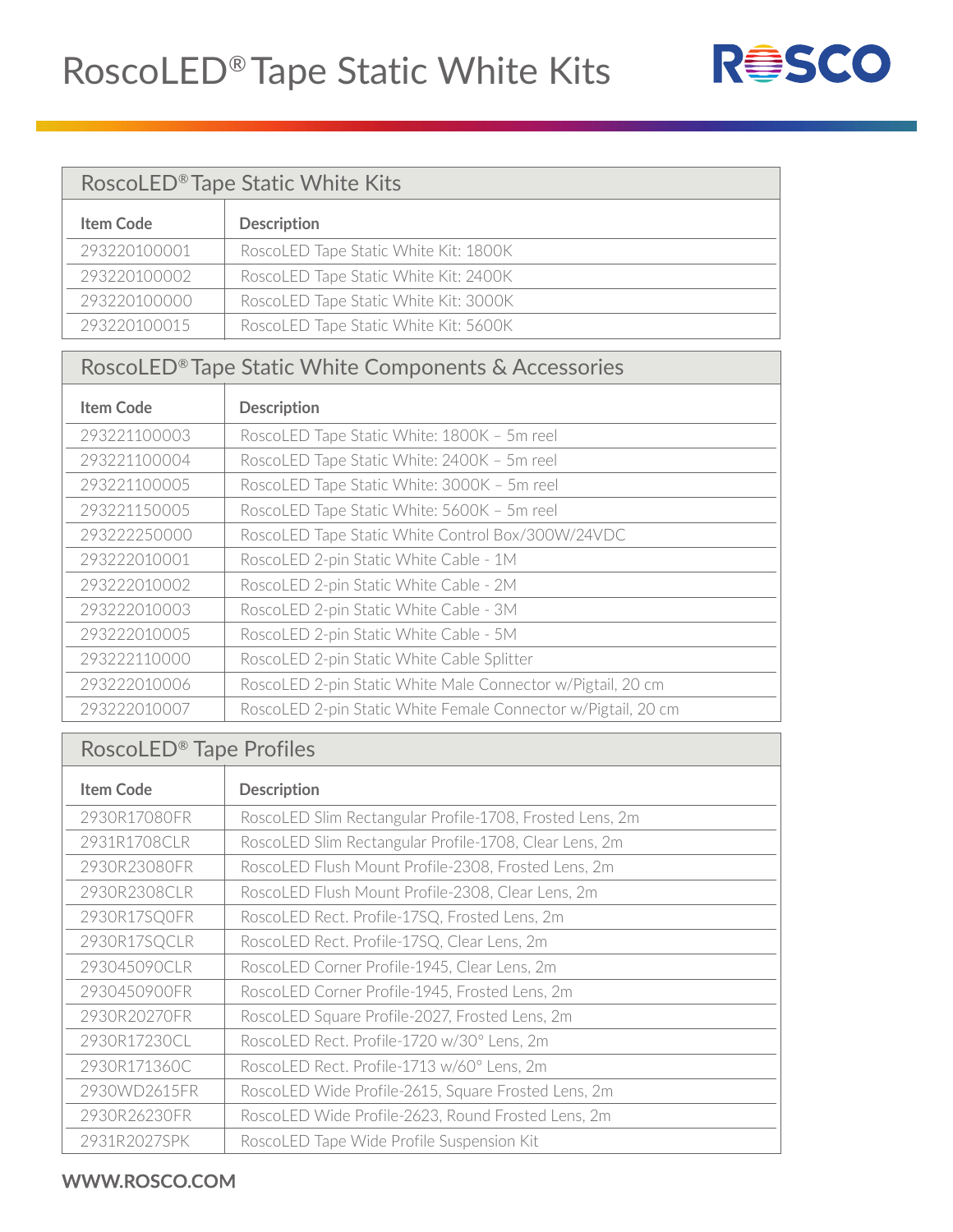# RoscoLED® Tape Static White Kits

## RoscoLED® Tape Static White Kits

| Item Code | Description |
| --- | --- |
| 293220100001 | RoscoLED Tape Static White Kit: 1800K |
| 293220100002 | RoscoLED Tape Static White Kit: 2400K |
| 293220100000 | RoscoLED Tape Static White Kit: 3000K |
| 293220100015 | RoscoLED Tape Static White Kit: 5600K |

## RoscoLED® Tape Static White Components & Accessories

| Item Code | Description |
| --- | --- |
| 293221100003 | RoscoLED Tape Static White: 1800K – 5m reel |
| 293221100004 | RoscoLED Tape Static White: 2400K – 5m reel |
| 293221100005 | RoscoLED Tape Static White: 3000K – 5m reel |
| 293221150005 | RoscoLED Tape Static White: 5600K – 5m reel |
| 293222250000 | RoscoLED Tape Static White Control Box/300W/24VDC |
| 293222010001 | RoscoLED 2-pin Static White Cable - 1M |
| 293222010002 | RoscoLED 2-pin Static White Cable - 2M |
| 293222010003 | RoscoLED 2-pin Static White Cable - 3M |
| 293222010005 | RoscoLED 2-pin Static White Cable - 5M |
| 293222110000 | RoscoLED 2-pin Static White Cable Splitter |
| 293222010006 | RoscoLED 2-pin Static White Male Connector w/Pigtail, 20 cm |
| 293222010007 | RoscoLED 2-pin Static White Female Connector w/Pigtail, 20 cm |

## RoscoLED® Tape Profiles

| Item Code | Description |
| --- | --- |
| 2930R17080FR | RoscoLED Slim Rectangular Profile-1708, Frosted Lens, 2m |
| 2931R1708CLR | RoscoLED Slim Rectangular Profile-1708, Clear Lens, 2m |
| 2930R23080FR | RoscoLED Flush Mount Profile-2308, Frosted Lens, 2m |
| 2930R2308CLR | RoscoLED Flush Mount Profile-2308, Clear Lens, 2m |
| 2930R17SQ0FR | RoscoLED Rect. Profile-17SQ, Frosted Lens, 2m |
| 2930R17SQCLR | RoscoLED Rect. Profile-17SQ, Clear Lens, 2m |
| 293045090CLR | RoscoLED Corner Profile-1945, Clear Lens, 2m |
| 2930450900FR | RoscoLED Corner Profile-1945, Frosted Lens, 2m |
| 2930R20270FR | RoscoLED Square Profile-2027, Frosted Lens, 2m |
| 2930R17230CL | RoscoLED Rect. Profile-1720 w/30° Lens, 2m |
| 2930R171360C | RoscoLED Rect. Profile-1713 w/60° Lens, 2m |
| 2930WD2615FR | RoscoLED Wide Profile-2615, Square Frosted Lens, 2m |
| 2930R26230FR | RoscoLED Wide Profile-2623, Round Frosted Lens, 2m |
| 2931R2027SPK | RoscoLED Tape Wide Profile Suspension Kit |

**WWW.ROSCO.COM**